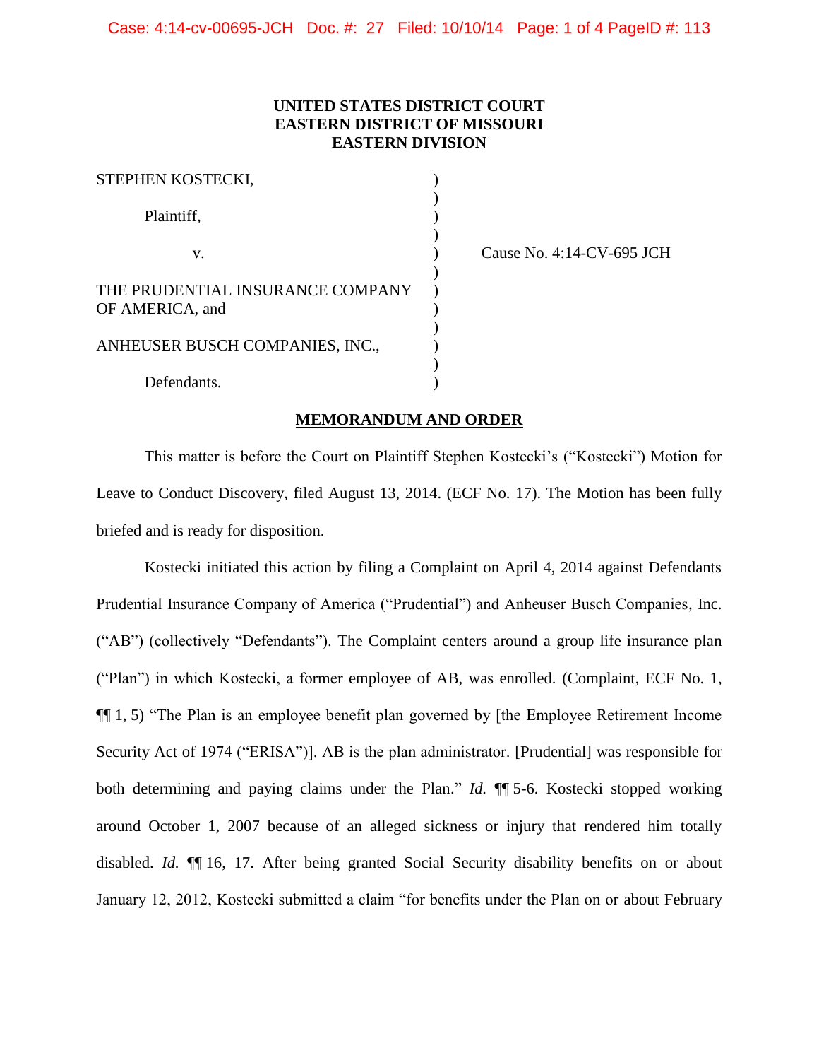**UNITED STATES DISTRICT COURT**
**EASTERN DISTRICT OF MISSOURI**
**EASTERN DIVISION**

| | | |
|---|---|---|
| STEPHEN KOSTECKI, | ) | |
| Plaintiff, | ) | |
| v. | ) | Cause No. 4:14-CV-695 JCH |
| THE PRUDENTIAL INSURANCE COMPANY OF AMERICA, and | ) | |
| ANHEUSER BUSCH COMPANIES, INC., | ) | |
| Defendants. | ) | |

**MEMORANDUM AND ORDER**

This matter is before the Court on Plaintiff Stephen Kostecki's ("Kostecki") Motion for Leave to Conduct Discovery, filed August 13, 2014. (ECF No. 17). The Motion has been fully briefed and is ready for disposition.

Kostecki initiated this action by filing a Complaint on April 4, 2014 against Defendants Prudential Insurance Company of America ("Prudential") and Anheuser Busch Companies, Inc. ("AB") (collectively "Defendants"). The Complaint centers around a group life insurance plan ("Plan") in which Kostecki, a former employee of AB, was enrolled. (Complaint, ECF No. 1, ¶¶ 1, 5) "The Plan is an employee benefit plan governed by [the Employee Retirement Income Security Act of 1974 ("ERISA")]. AB is the plan administrator. [Prudential] was responsible for both determining and paying claims under the Plan." *Id.* ¶¶ 5-6. Kostecki stopped working around October 1, 2007 because of an alleged sickness or injury that rendered him totally disabled. *Id.* ¶¶ 16, 17. After being granted Social Security disability benefits on or about January 12, 2012, Kostecki submitted a claim "for benefits under the Plan on or about February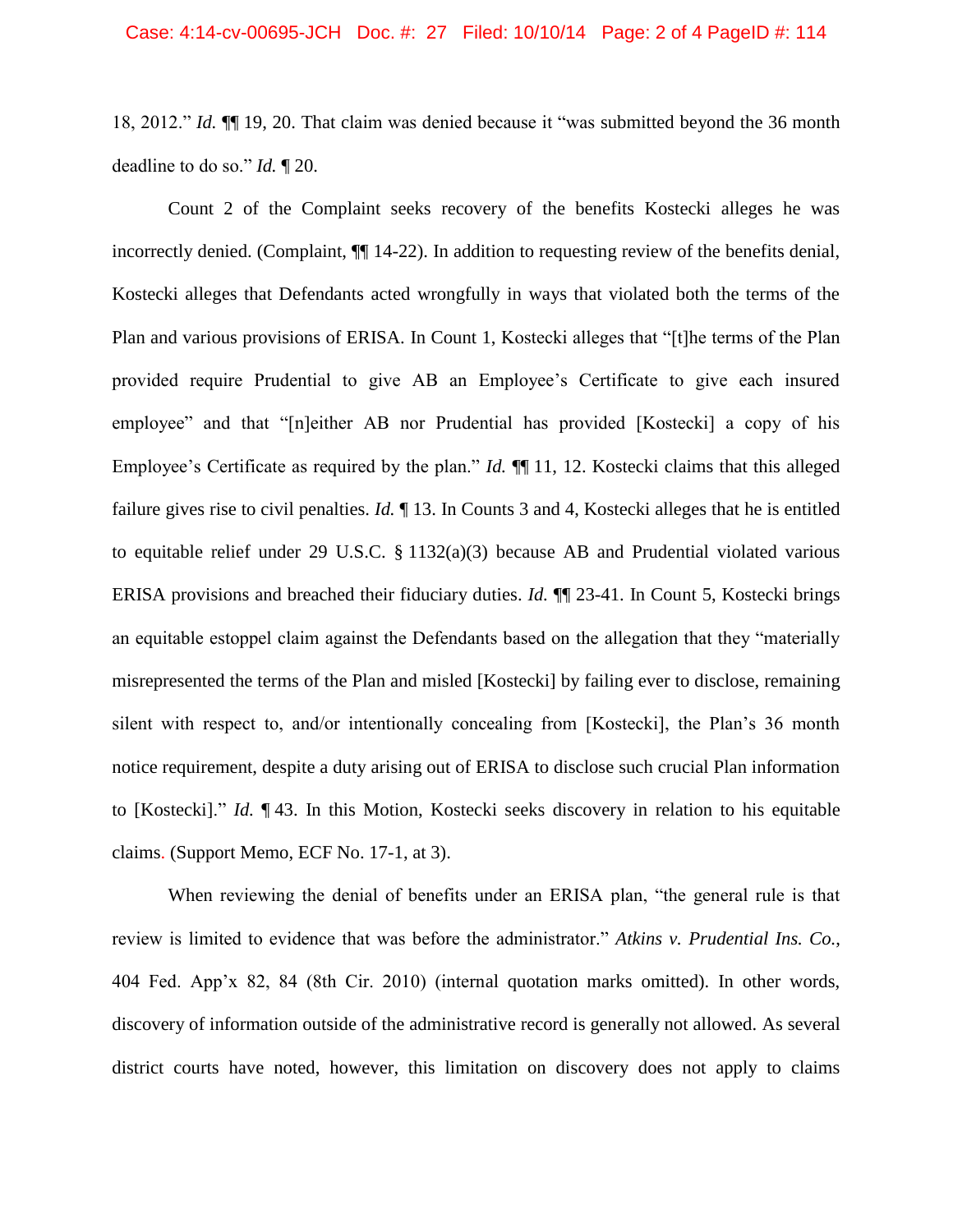18, 2012." *Id.* ¶¶ 19, 20. That claim was denied because it "was submitted beyond the 36 month deadline to do so." *Id.* ¶ 20.

Count 2 of the Complaint seeks recovery of the benefits Kostecki alleges he was incorrectly denied. (Complaint, ¶¶ 14-22). In addition to requesting review of the benefits denial, Kostecki alleges that Defendants acted wrongfully in ways that violated both the terms of the Plan and various provisions of ERISA. In Count 1, Kostecki alleges that "[t]he terms of the Plan provided require Prudential to give AB an Employee's Certificate to give each insured employee" and that "[n]either AB nor Prudential has provided [Kostecki] a copy of his Employee's Certificate as required by the plan." *Id.* ¶¶ 11, 12. Kostecki claims that this alleged failure gives rise to civil penalties. *Id.* ¶ 13. In Counts 3 and 4, Kostecki alleges that he is entitled to equitable relief under 29 U.S.C. § 1132(a)(3) because AB and Prudential violated various ERISA provisions and breached their fiduciary duties. *Id.* ¶¶ 23-41. In Count 5, Kostecki brings an equitable estoppel claim against the Defendants based on the allegation that they "materially misrepresented the terms of the Plan and misled [Kostecki] by failing ever to disclose, remaining silent with respect to, and/or intentionally concealing from [Kostecki], the Plan's 36 month notice requirement, despite a duty arising out of ERISA to disclose such crucial Plan information to [Kostecki]." *Id.* ¶ 43. In this Motion, Kostecki seeks discovery in relation to his equitable claims. (Support Memo, ECF No. 17-1, at 3).

When reviewing the denial of benefits under an ERISA plan, "the general rule is that review is limited to evidence that was before the administrator." *Atkins v. Prudential Ins. Co.*, 404 Fed. App'x 82, 84 (8th Cir. 2010) (internal quotation marks omitted). In other words, discovery of information outside of the administrative record is generally not allowed. As several district courts have noted, however, this limitation on discovery does not apply to claims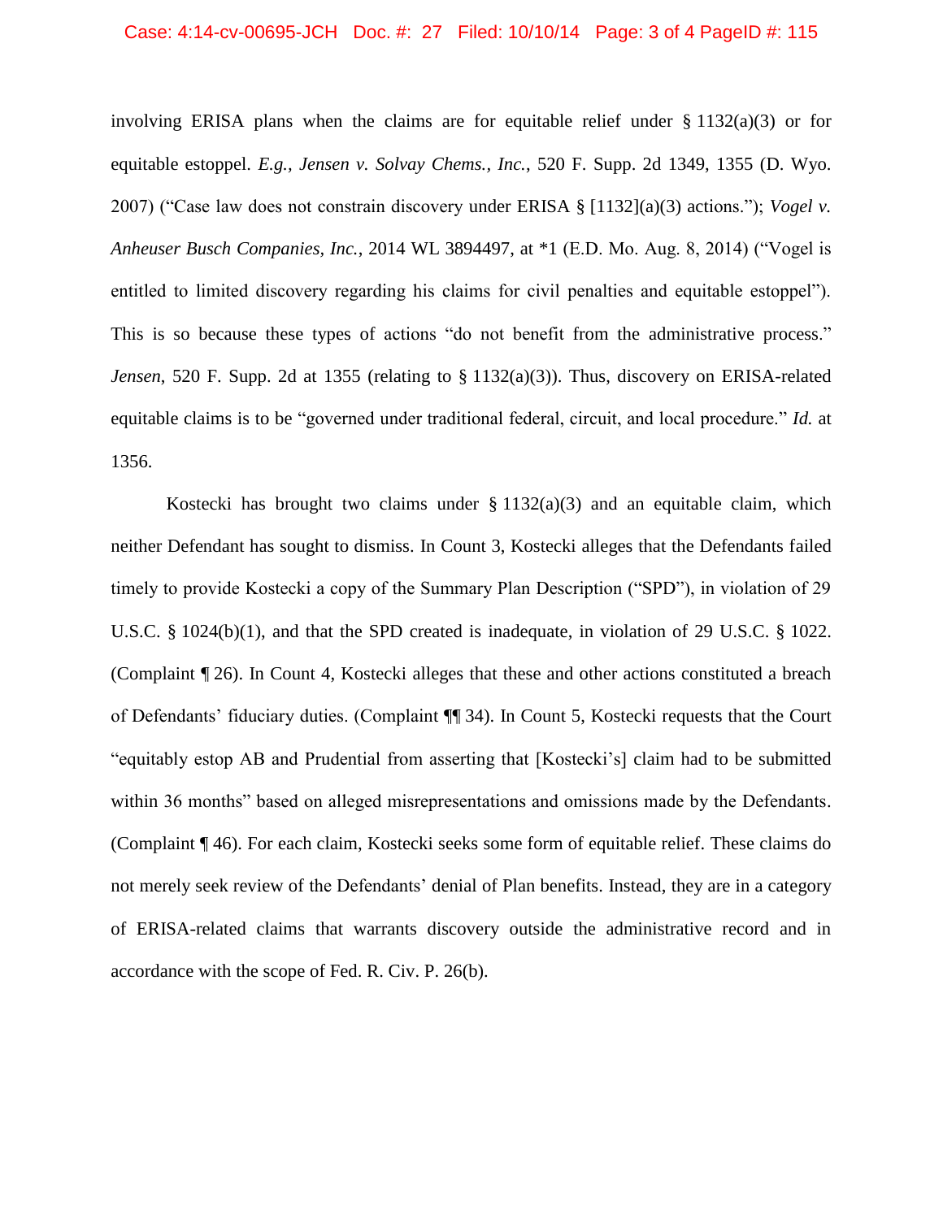involving ERISA plans when the claims are for equitable relief under § 1132(a)(3) or for equitable estoppel. *E.g., Jensen v. Solvay Chems., Inc.*, 520 F. Supp. 2d 1349, 1355 (D. Wyo. 2007) ("Case law does not constrain discovery under ERISA § [1132](a)(3) actions."); *Vogel v. Anheuser Busch Companies, Inc.*, 2014 WL 3894497, at *1 (E.D. Mo. Aug. 8, 2014) ("Vogel is entitled to limited discovery regarding his claims for civil penalties and equitable estoppel"). This is so because these types of actions "do not benefit from the administrative process." *Jensen*, 520 F. Supp. 2d at 1355 (relating to § 1132(a)(3)). Thus, discovery on ERISA-related equitable claims is to be "governed under traditional federal, circuit, and local procedure." *Id.* at 1356.

Kostecki has brought two claims under § 1132(a)(3) and an equitable claim, which neither Defendant has sought to dismiss. In Count 3, Kostecki alleges that the Defendants failed timely to provide Kostecki a copy of the Summary Plan Description ("SPD"), in violation of 29 U.S.C. § 1024(b)(1), and that the SPD created is inadequate, in violation of 29 U.S.C. § 1022. (Complaint ¶ 26). In Count 4, Kostecki alleges that these and other actions constituted a breach of Defendants' fiduciary duties. (Complaint ¶¶ 34). In Count 5, Kostecki requests that the Court "equitably estop AB and Prudential from asserting that [Kostecki's] claim had to be submitted within 36 months" based on alleged misrepresentations and omissions made by the Defendants. (Complaint ¶ 46). For each claim, Kostecki seeks some form of equitable relief. These claims do not merely seek review of the Defendants' denial of Plan benefits. Instead, they are in a category of ERISA-related claims that warrants discovery outside the administrative record and in accordance with the scope of Fed. R. Civ. P. 26(b).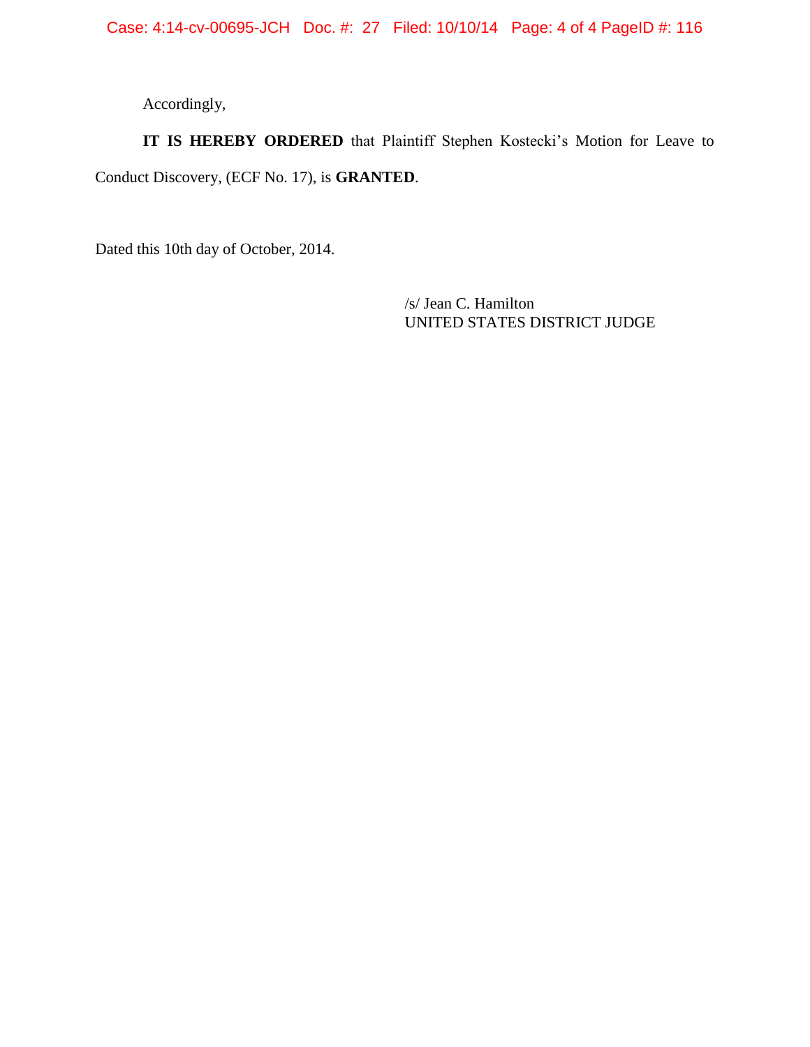Accordingly,

**IT IS HEREBY ORDERED** that Plaintiff Stephen Kostecki's Motion for Leave to Conduct Discovery, (ECF No. 17), is **GRANTED**.

Dated this 10th day of October, 2014.

/s/ Jean C. Hamilton
UNITED STATES DISTRICT JUDGE